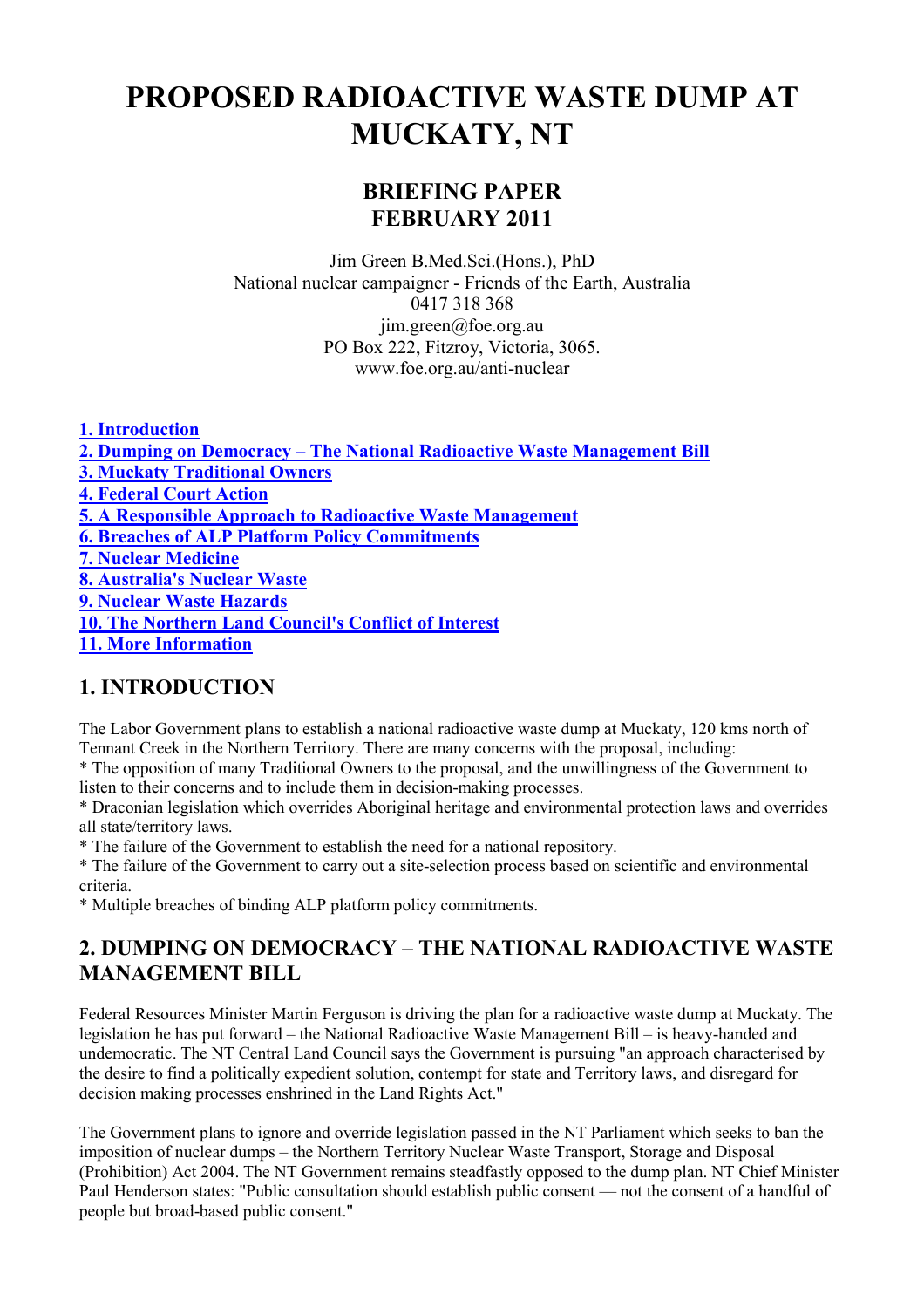# PROPOSED RADIOACTIVE WASTE DUMP AT MUCKATY, NT

## BRIEFING PAPER
## FEBRUARY 2011

Jim Green B.Med.Sci.(Hons.), PhD
National nuclear campaigner - Friends of the Earth, Australia
0417 318 368
jim.green@foe.org.au
PO Box 222, Fitzroy, Victoria, 3065.
www.foe.org.au/anti-nuclear

1. Introduction
2. Dumping on Democracy – The National Radioactive Waste Management Bill
3. Muckaty Traditional Owners
4. Federal Court Action
5. A Responsible Approach to Radioactive Waste Management
6. Breaches of ALP Platform Policy Commitments
7. Nuclear Medicine
8. Australia's Nuclear Waste
9. Nuclear Waste Hazards
10. The Northern Land Council's Conflict of Interest
11. More Information

## 1. INTRODUCTION

The Labor Government plans to establish a national radioactive waste dump at Muckaty, 120 kms north of Tennant Creek in the Northern Territory. There are many concerns with the proposal, including:
* The opposition of many Traditional Owners to the proposal, and the unwillingness of the Government to listen to their concerns and to include them in decision-making processes.
* Draconian legislation which overrides Aboriginal heritage and environmental protection laws and overrides all state/territory laws.
* The failure of the Government to establish the need for a national repository.
* The failure of the Government to carry out a site-selection process based on scientific and environmental criteria.
* Multiple breaches of binding ALP platform policy commitments.

## 2. DUMPING ON DEMOCRACY – THE NATIONAL RADIOACTIVE WASTE MANAGEMENT BILL

Federal Resources Minister Martin Ferguson is driving the plan for a radioactive waste dump at Muckaty. The legislation he has put forward – the National Radioactive Waste Management Bill – is heavy-handed and undemocratic. The NT Central Land Council says the Government is pursuing "an approach characterised by the desire to find a politically expedient solution, contempt for state and Territory laws, and disregard for decision making processes enshrined in the Land Rights Act."

The Government plans to ignore and override legislation passed in the NT Parliament which seeks to ban the imposition of nuclear dumps – the Northern Territory Nuclear Waste Transport, Storage and Disposal (Prohibition) Act 2004. The NT Government remains steadfastly opposed to the dump plan. NT Chief Minister Paul Henderson states: "Public consultation should establish public consent — not the consent of a handful of people but broad-based public consent."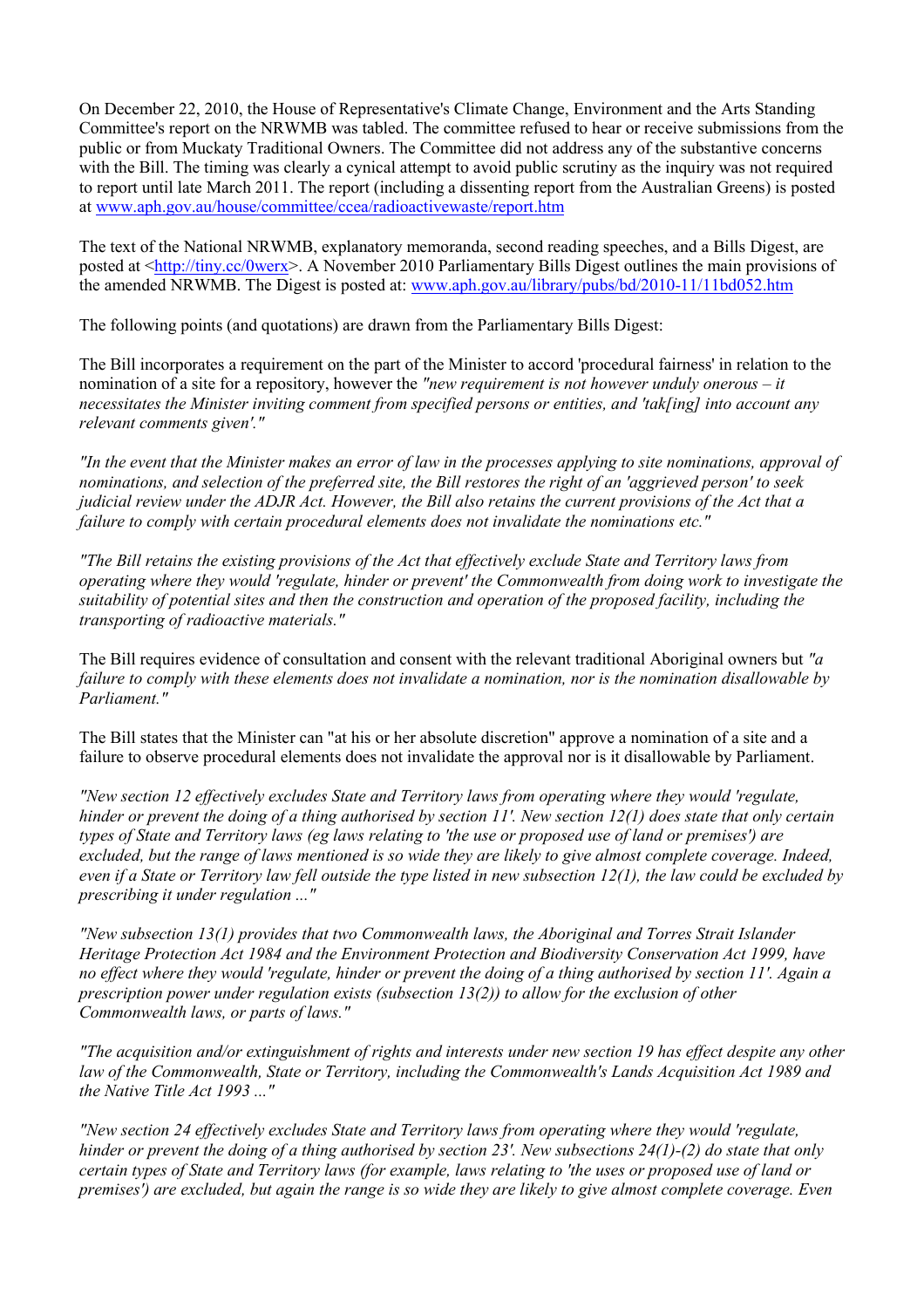On December 22, 2010, the House of Representative's Climate Change, Environment and the Arts Standing Committee's report on the NRWMB was tabled. The committee refused to hear or receive submissions from the public or from Muckaty Traditional Owners. The Committee did not address any of the substantive concerns with the Bill. The timing was clearly a cynical attempt to avoid public scrutiny as the inquiry was not required to report until late March 2011. The report (including a dissenting report from the Australian Greens) is posted at [www.aph.gov.au/house/committee/ccea/radioactivewaste/report.htm](www.aph.gov.au/house/committee/ccea/radioactivewaste/report.htm)

The text of the National NRWMB, explanatory memoranda, second reading speeches, and a Bills Digest, are posted at <[http://tiny.cc/0werx](http://tiny.cc/0werx)>. A November 2010 Parliamentary Bills Digest outlines the main provisions of the amended NRWMB. The Digest is posted at: [www.aph.gov.au/library/pubs/bd/2010-11/11bd052.htm](www.aph.gov.au/library/pubs/bd/2010-11/11bd052.htm)

The following points (and quotations) are drawn from the Parliamentary Bills Digest:

The Bill incorporates a requirement on the part of the Minister to accord 'procedural fairness' in relation to the nomination of a site for a repository, however the *"new requirement is not however unduly onerous – it necessitates the Minister inviting comment from specified persons or entities, and 'tak[ing] into account any relevant comments given'."*

*"In the event that the Minister makes an error of law in the processes applying to site nominations, approval of nominations, and selection of the preferred site, the Bill restores the right of an 'aggrieved person' to seek judicial review under the ADJR Act. However, the Bill also retains the current provisions of the Act that a failure to comply with certain procedural elements does not invalidate the nominations etc."*

*"The Bill retains the existing provisions of the Act that effectively exclude State and Territory laws from operating where they would 'regulate, hinder or prevent' the Commonwealth from doing work to investigate the suitability of potential sites and then the construction and operation of the proposed facility, including the transporting of radioactive materials."*

The Bill requires evidence of consultation and consent with the relevant traditional Aboriginal owners but *"a failure to comply with these elements does not invalidate a nomination, nor is the nomination disallowable by Parliament."*

The Bill states that the Minister can "at his or her absolute discretion" approve a nomination of a site and a failure to observe procedural elements does not invalidate the approval nor is it disallowable by Parliament.

*"New section 12 effectively excludes State and Territory laws from operating where they would 'regulate, hinder or prevent the doing of a thing authorised by section 11'. New section 12(1) does state that only certain types of State and Territory laws (eg laws relating to 'the use or proposed use of land or premises') are excluded, but the range of laws mentioned is so wide they are likely to give almost complete coverage. Indeed, even if a State or Territory law fell outside the type listed in new subsection 12(1), the law could be excluded by prescribing it under regulation ..."*

*"New subsection 13(1) provides that two Commonwealth laws, the Aboriginal and Torres Strait Islander Heritage Protection Act 1984 and the Environment Protection and Biodiversity Conservation Act 1999, have no effect where they would 'regulate, hinder or prevent the doing of a thing authorised by section 11'. Again a prescription power under regulation exists (subsection 13(2)) to allow for the exclusion of other Commonwealth laws, or parts of laws."*

*"The acquisition and/or extinguishment of rights and interests under new section 19 has effect despite any other law of the Commonwealth, State or Territory, including the Commonwealth's Lands Acquisition Act 1989 and the Native Title Act 1993 ..."*

*"New section 24 effectively excludes State and Territory laws from operating where they would 'regulate, hinder or prevent the doing of a thing authorised by section 23'. New subsections 24(1)-(2) do state that only certain types of State and Territory laws (for example, laws relating to 'the uses or proposed use of land or premises') are excluded, but again the range is so wide they are likely to give almost complete coverage. Even*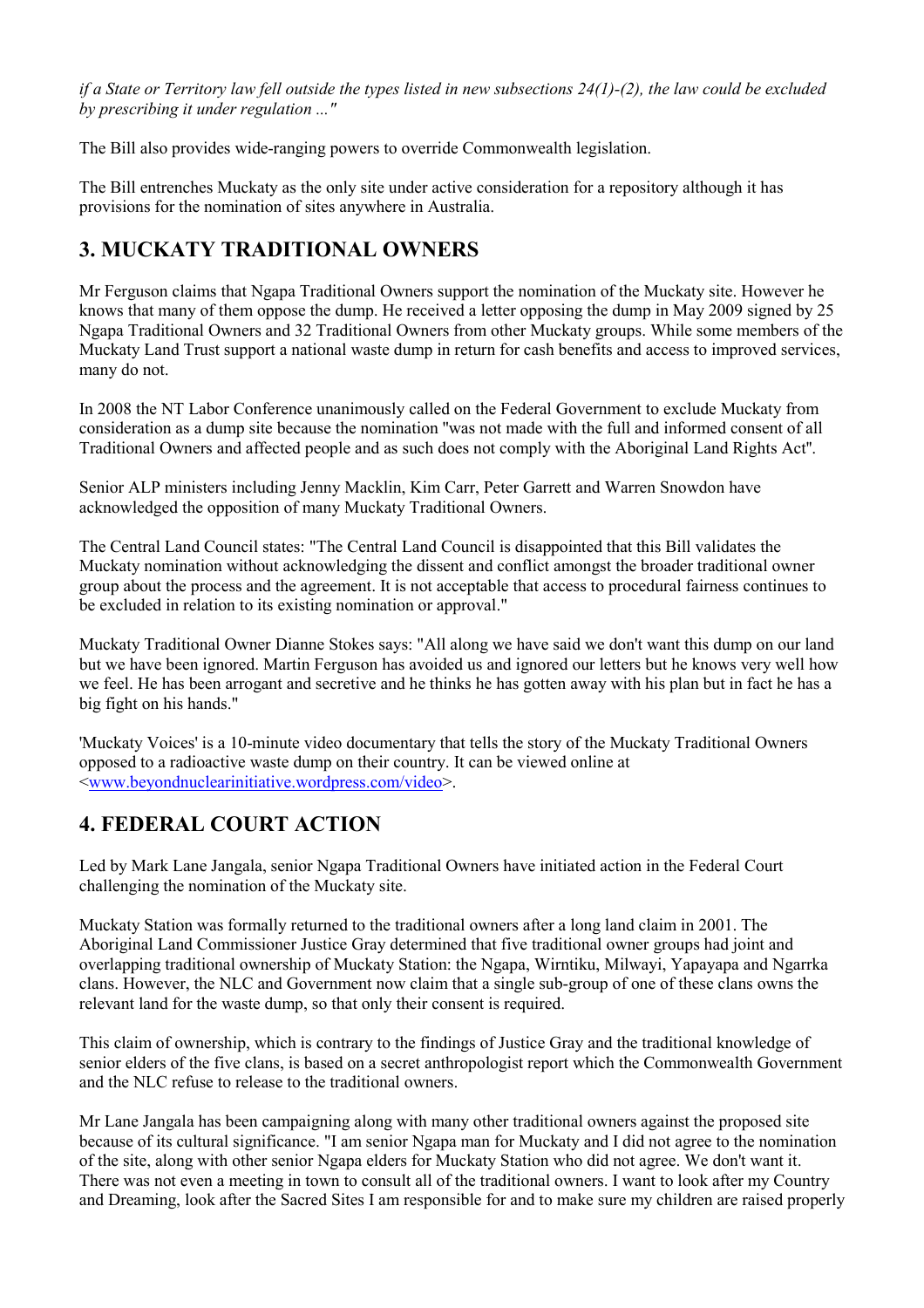*if a State or Territory law fell outside the types listed in new subsections 24(1)-(2), the law could be excluded by prescribing it under regulation ..."*

The Bill also provides wide-ranging powers to override Commonwealth legislation.

The Bill entrenches Muckaty as the only site under active consideration for a repository although it has provisions for the nomination of sites anywhere in Australia.

## 3. MUCKATY TRADITIONAL OWNERS

Mr Ferguson claims that Ngapa Traditional Owners support the nomination of the Muckaty site. However he knows that many of them oppose the dump. He received a letter opposing the dump in May 2009 signed by 25 Ngapa Traditional Owners and 32 Traditional Owners from other Muckaty groups. While some members of the Muckaty Land Trust support a national waste dump in return for cash benefits and access to improved services, many do not.

In 2008 the NT Labor Conference unanimously called on the Federal Government to exclude Muckaty from consideration as a dump site because the nomination "was not made with the full and informed consent of all Traditional Owners and affected people and as such does not comply with the Aboriginal Land Rights Act".

Senior ALP ministers including Jenny Macklin, Kim Carr, Peter Garrett and Warren Snowdon have acknowledged the opposition of many Muckaty Traditional Owners.

The Central Land Council states: "The Central Land Council is disappointed that this Bill validates the Muckaty nomination without acknowledging the dissent and conflict amongst the broader traditional owner group about the process and the agreement. It is not acceptable that access to procedural fairness continues to be excluded in relation to its existing nomination or approval."

Muckaty Traditional Owner Dianne Stokes says: "All along we have said we don't want this dump on our land but we have been ignored. Martin Ferguson has avoided us and ignored our letters but he knows very well how we feel. He has been arrogant and secretive and he thinks he has gotten away with his plan but in fact he has a big fight on his hands."

'Muckaty Voices' is a 10-minute video documentary that tells the story of the Muckaty Traditional Owners opposed to a radioactive waste dump on their country. It can be viewed online at <www.beyondnuclearinitiative.wordpress.com/video>.

## 4. FEDERAL COURT ACTION

Led by Mark Lane Jangala, senior Ngapa Traditional Owners have initiated action in the Federal Court challenging the nomination of the Muckaty site.

Muckaty Station was formally returned to the traditional owners after a long land claim in 2001. The Aboriginal Land Commissioner Justice Gray determined that five traditional owner groups had joint and overlapping traditional ownership of Muckaty Station: the Ngapa, Wirntiku, Milwayi, Yapayapa and Ngarrka clans. However, the NLC and Government now claim that a single sub-group of one of these clans owns the relevant land for the waste dump, so that only their consent is required.

This claim of ownership, which is contrary to the findings of Justice Gray and the traditional knowledge of senior elders of the five clans, is based on a secret anthropologist report which the Commonwealth Government and the NLC refuse to release to the traditional owners.

Mr Lane Jangala has been campaigning along with many other traditional owners against the proposed site because of its cultural significance. "I am senior Ngapa man for Muckaty and I did not agree to the nomination of the site, along with other senior Ngapa elders for Muckaty Station who did not agree. We don't want it. There was not even a meeting in town to consult all of the traditional owners. I want to look after my Country and Dreaming, look after the Sacred Sites I am responsible for and to make sure my children are raised properly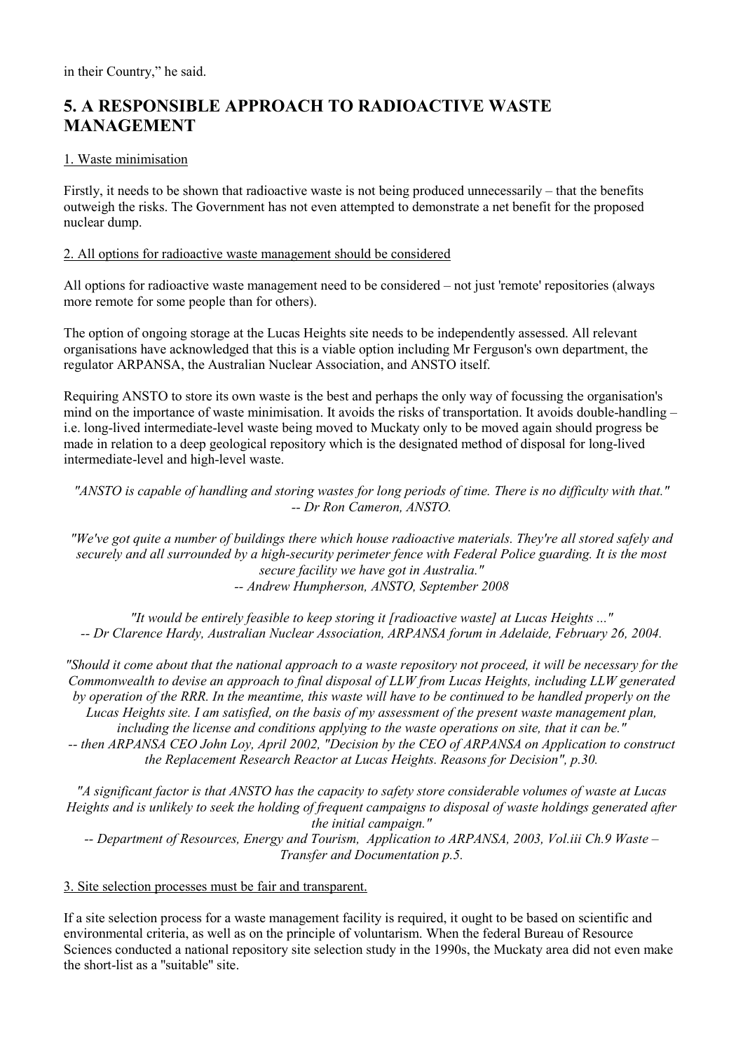in their Country," he said.

## 5. A RESPONSIBLE APPROACH TO RADIOACTIVE WASTE MANAGEMENT

<u>1. Waste minimisation</u>

Firstly, it needs to be shown that radioactive waste is not being produced unnecessarily – that the benefits outweigh the risks. The Government has not even attempted to demonstrate a net benefit for the proposed nuclear dump.

<u>2. All options for radioactive waste management should be considered</u>

All options for radioactive waste management need to be considered – not just 'remote' repositories (always more remote for some people than for others).

The option of ongoing storage at the Lucas Heights site needs to be independently assessed. All relevant organisations have acknowledged that this is a viable option including Mr Ferguson's own department, the regulator ARPANSA, the Australian Nuclear Association, and ANSTO itself.

Requiring ANSTO to store its own waste is the best and perhaps the only way of focussing the organisation's mind on the importance of waste minimisation. It avoids the risks of transportation. It avoids double-handling – i.e. long-lived intermediate-level waste being moved to Muckaty only to be moved again should progress be made in relation to a deep geological repository which is the designated method of disposal for long-lived intermediate-level and high-level waste.

*"ANSTO is capable of handling and storing wastes for long periods of time. There is no difficulty with that."*
*-- Dr Ron Cameron, ANSTO.*

*"We've got quite a number of buildings there which house radioactive materials. They're all stored safely and securely and all surrounded by a high-security perimeter fence with Federal Police guarding. It is the most secure facility we have got in Australia."*
*-- Andrew Humpherson, ANSTO, September 2008*

*"It would be entirely feasible to keep storing it [radioactive waste] at Lucas Heights ..."*
*-- Dr Clarence Hardy, Australian Nuclear Association, ARPANSA forum in Adelaide, February 26, 2004.*

*"Should it come about that the national approach to a waste repository not proceed, it will be necessary for the Commonwealth to devise an approach to final disposal of LLW from Lucas Heights, including LLW generated by operation of the RRR. In the meantime, this waste will have to be continued to be handled properly on the Lucas Heights site. I am satisfied, on the basis of my assessment of the present waste management plan, including the license and conditions applying to the waste operations on site, that it can be."*
*-- then ARPANSA CEO John Loy, April 2002, "Decision by the CEO of ARPANSA on Application to construct the Replacement Research Reactor at Lucas Heights. Reasons for Decision", p.30.*

*"A significant factor is that ANSTO has the capacity to safety store considerable volumes of waste at Lucas Heights and is unlikely to seek the holding of frequent campaigns to disposal of waste holdings generated after the initial campaign."*
*-- Department of Resources, Energy and Tourism, Application to ARPANSA, 2003, Vol.iii Ch.9 Waste – Transfer and Documentation p.5.*

<u>3. Site selection processes must be fair and transparent.</u>

If a site selection process for a waste management facility is required, it ought to be based on scientific and environmental criteria, as well as on the principle of voluntarism. When the federal Bureau of Resource Sciences conducted a national repository site selection study in the 1990s, the Muckaty area did not even make the short-list as a "suitable" site.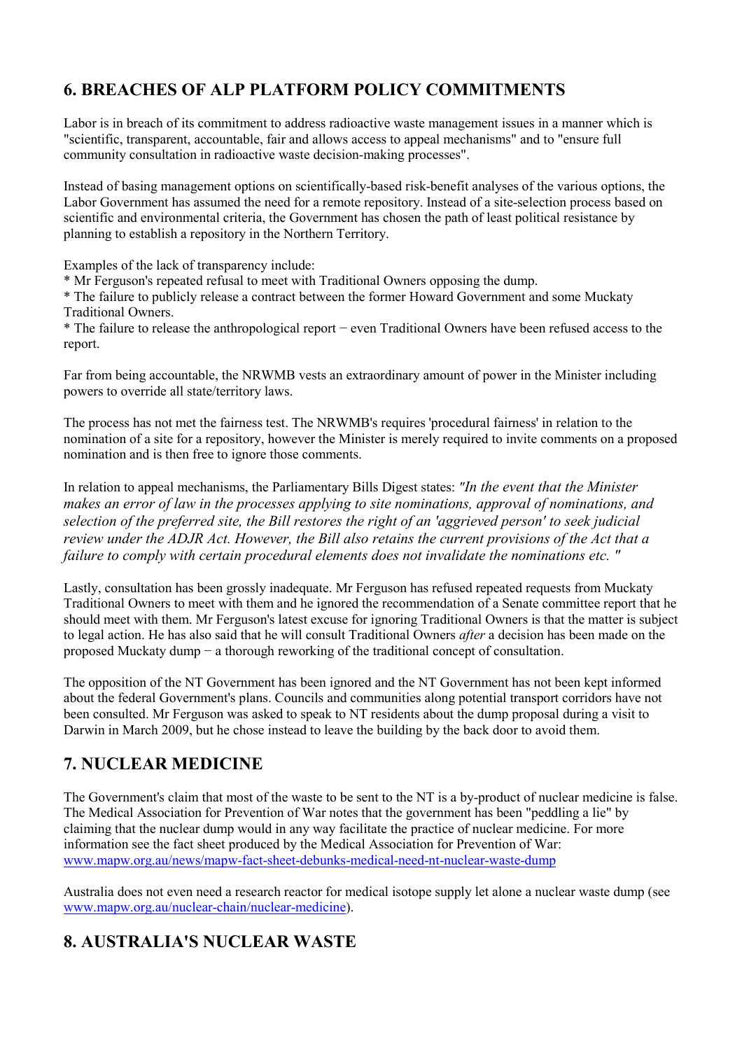## 6. BREACHES OF ALP PLATFORM POLICY COMMITMENTS

Labor is in breach of its commitment to address radioactive waste management issues in a manner which is "scientific, transparent, accountable, fair and allows access to appeal mechanisms" and to "ensure full community consultation in radioactive waste decision-making processes".

Instead of basing management options on scientifically-based risk-benefit analyses of the various options, the Labor Government has assumed the need for a remote repository. Instead of a site-selection process based on scientific and environmental criteria, the Government has chosen the path of least political resistance by planning to establish a repository in the Northern Territory.

Examples of the lack of transparency include:

* Mr Ferguson's repeated refusal to meet with Traditional Owners opposing the dump.
* The failure to publicly release a contract between the former Howard Government and some Muckaty Traditional Owners.
* The failure to release the anthropological report − even Traditional Owners have been refused access to the report.

Far from being accountable, the NRWMB vests an extraordinary amount of power in the Minister including powers to override all state/territory laws.

The process has not met the fairness test. The NRWMB's requires 'procedural fairness' in relation to the nomination of a site for a repository, however the Minister is merely required to invite comments on a proposed nomination and is then free to ignore those comments.

In relation to appeal mechanisms, the Parliamentary Bills Digest states: *"In the event that the Minister makes an error of law in the processes applying to site nominations, approval of nominations, and selection of the preferred site, the Bill restores the right of an 'aggrieved person' to seek judicial review under the ADJR Act. However, the Bill also retains the current provisions of the Act that a failure to comply with certain procedural elements does not invalidate the nominations etc. "*

Lastly, consultation has been grossly inadequate. Mr Ferguson has refused repeated requests from Muckaty Traditional Owners to meet with them and he ignored the recommendation of a Senate committee report that he should meet with them. Mr Ferguson's latest excuse for ignoring Traditional Owners is that the matter is subject to legal action. He has also said that he will consult Traditional Owners *after* a decision has been made on the proposed Muckaty dump − a thorough reworking of the traditional concept of consultation.

The opposition of the NT Government has been ignored and the NT Government has not been kept informed about the federal Government's plans. Councils and communities along potential transport corridors have not been consulted. Mr Ferguson was asked to speak to NT residents about the dump proposal during a visit to Darwin in March 2009, but he chose instead to leave the building by the back door to avoid them.

## 7. NUCLEAR MEDICINE

The Government's claim that most of the waste to be sent to the NT is a by-product of nuclear medicine is false. The Medical Association for Prevention of War notes that the government has been "peddling a lie" by claiming that the nuclear dump would in any way facilitate the practice of nuclear medicine. For more information see the fact sheet produced by the Medical Association for Prevention of War: www.mapw.org.au/news/mapw-fact-sheet-debunks-medical-need-nt-nuclear-waste-dump

Australia does not even need a research reactor for medical isotope supply let alone a nuclear waste dump (see www.mapw.org.au/nuclear-chain/nuclear-medicine).

## 8. AUSTRALIA'S NUCLEAR WASTE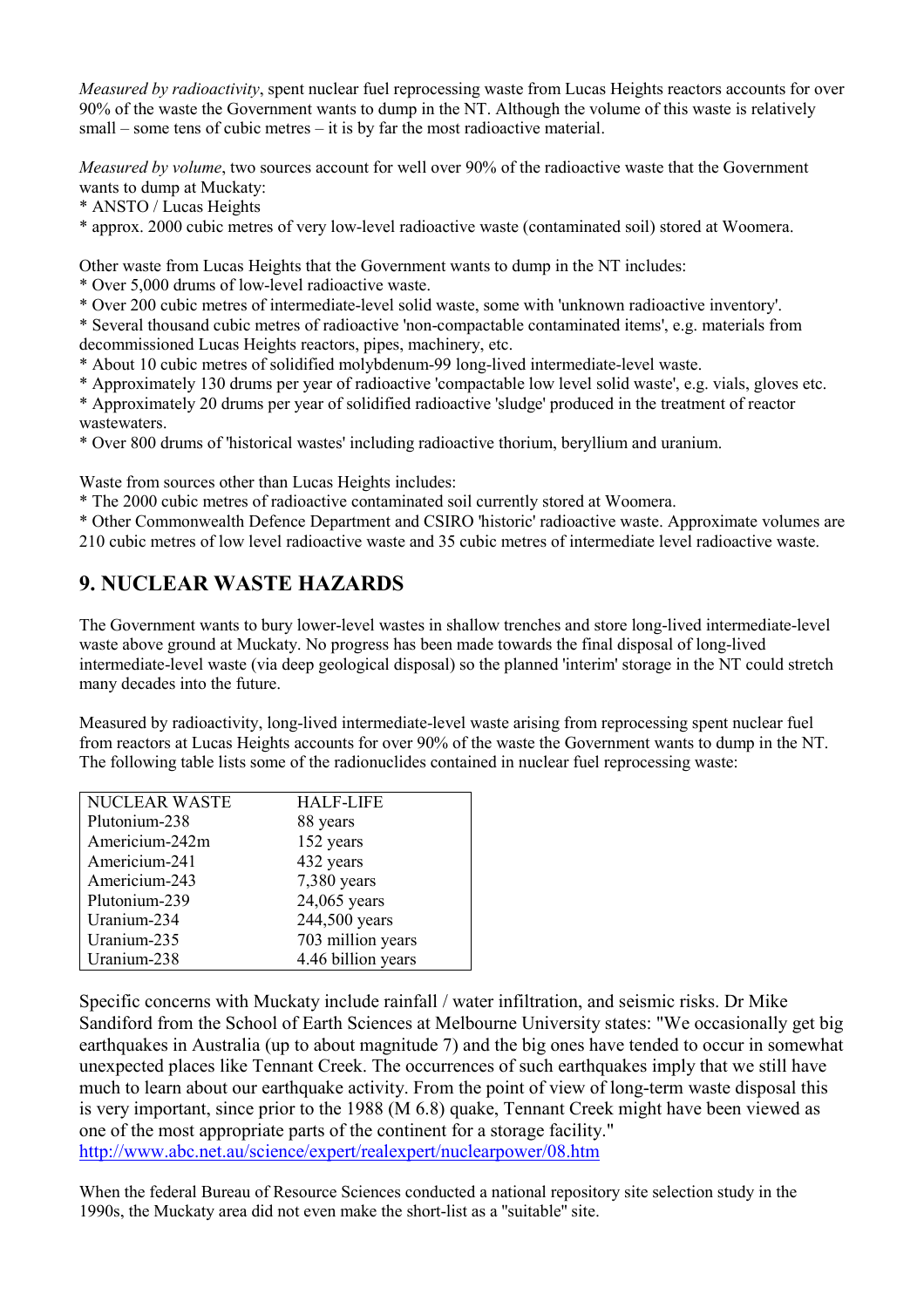*Measured by radioactivity*, spent nuclear fuel reprocessing waste from Lucas Heights reactors accounts for over 90% of the waste the Government wants to dump in the NT. Although the volume of this waste is relatively small – some tens of cubic metres – it is by far the most radioactive material.

*Measured by volume*, two sources account for well over 90% of the radioactive waste that the Government wants to dump at Muckaty:
* ANSTO / Lucas Heights
* approx. 2000 cubic metres of very low-level radioactive waste (contaminated soil) stored at Woomera.

Other waste from Lucas Heights that the Government wants to dump in the NT includes:
* Over 5,000 drums of low-level radioactive waste.
* Over 200 cubic metres of intermediate-level solid waste, some with 'unknown radioactive inventory'.
* Several thousand cubic metres of radioactive 'non-compactable contaminated items', e.g. materials from decommissioned Lucas Heights reactors, pipes, machinery, etc.
* About 10 cubic metres of solidified molybdenum-99 long-lived intermediate-level waste.
* Approximately 130 drums per year of radioactive 'compactable low level solid waste', e.g. vials, gloves etc.
* Approximately 20 drums per year of solidified radioactive 'sludge' produced in the treatment of reactor wastewaters.
* Over 800 drums of 'historical wastes' including radioactive thorium, beryllium and uranium.

Waste from sources other than Lucas Heights includes:
* The 2000 cubic metres of radioactive contaminated soil currently stored at Woomera.
* Other Commonwealth Defence Department and CSIRO 'historic' radioactive waste. Approximate volumes are 210 cubic metres of low level radioactive waste and 35 cubic metres of intermediate level radioactive waste.

## 9. NUCLEAR WASTE HAZARDS

The Government wants to bury lower-level wastes in shallow trenches and store long-lived intermediate-level waste above ground at Muckaty. No progress has been made towards the final disposal of long-lived intermediate-level waste (via deep geological disposal) so the planned 'interim' storage in the NT could stretch many decades into the future.

Measured by radioactivity, long-lived intermediate-level waste arising from reprocessing spent nuclear fuel from reactors at Lucas Heights accounts for over 90% of the waste the Government wants to dump in the NT. The following table lists some of the radionuclides contained in nuclear fuel reprocessing waste:

| NUCLEAR WASTE | HALF-LIFE |
|---|---|
| Plutonium-238 | 88 years |
| Americium-242m | 152 years |
| Americium-241 | 432 years |
| Americium-243 | 7,380 years |
| Plutonium-239 | 24,065 years |
| Uranium-234 | 244,500 years |
| Uranium-235 | 703 million years |
| Uranium-238 | 4.46 billion years |

Specific concerns with Muckaty include rainfall / water infiltration, and seismic risks. Dr Mike Sandiford from the School of Earth Sciences at Melbourne University states: "We occasionally get big earthquakes in Australia (up to about magnitude 7) and the big ones have tended to occur in somewhat unexpected places like Tennant Creek. The occurrences of such earthquakes imply that we still have much to learn about our earthquake activity. From the point of view of long-term waste disposal this is very important, since prior to the 1988 (M 6.8) quake, Tennant Creek might have been viewed as one of the most appropriate parts of the continent for a storage facility."
http://www.abc.net.au/science/expert/realexpert/nuclearpower/08.htm

When the federal Bureau of Resource Sciences conducted a national repository site selection study in the 1990s, the Muckaty area did not even make the short-list as a "suitable" site.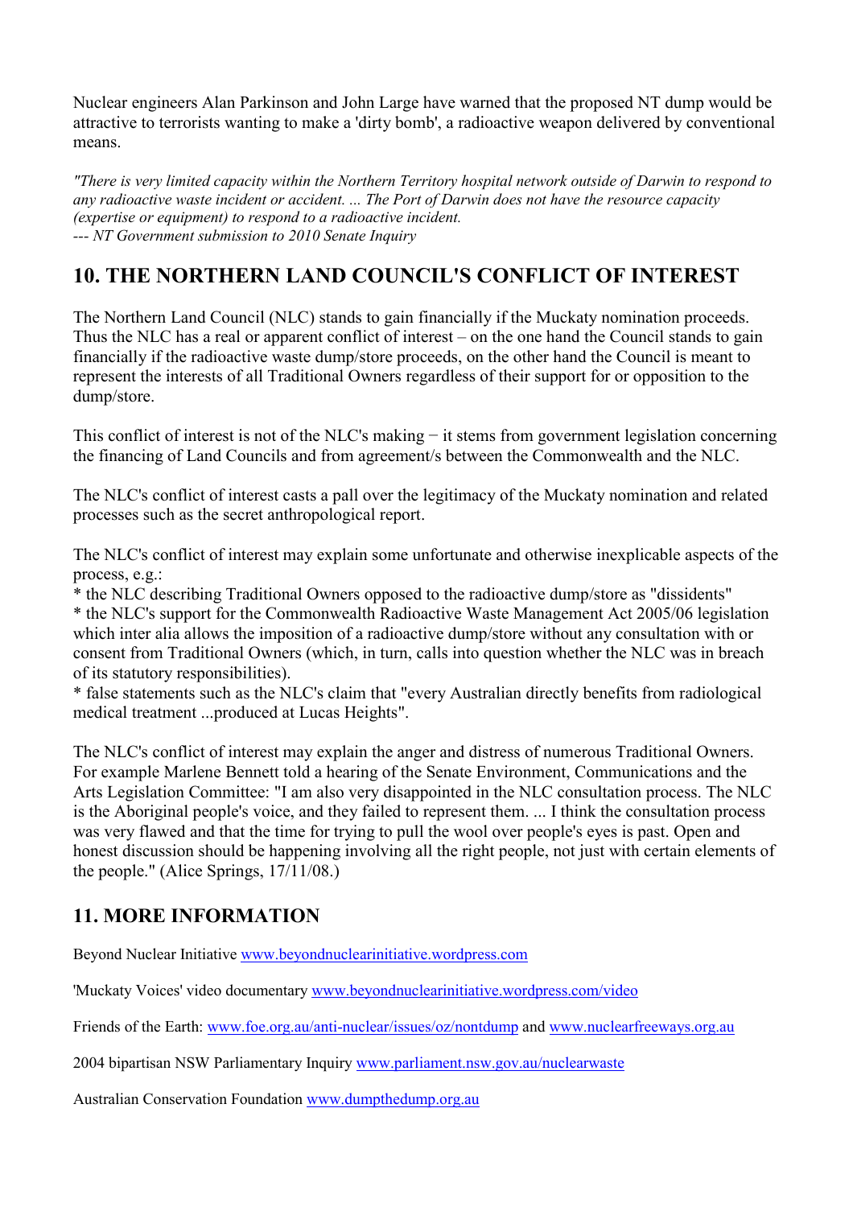Nuclear engineers Alan Parkinson and John Large have warned that the proposed NT dump would be attractive to terrorists wanting to make a 'dirty bomb', a radioactive weapon delivered by conventional means.

*"There is very limited capacity within the Northern Territory hospital network outside of Darwin to respond to any radioactive waste incident or accident. ... The Port of Darwin does not have the resource capacity (expertise or equipment) to respond to a radioactive incident.*
*--- NT Government submission to 2010 Senate Inquiry*

## 10. THE NORTHERN LAND COUNCIL'S CONFLICT OF INTEREST

The Northern Land Council (NLC) stands to gain financially if the Muckaty nomination proceeds. Thus the NLC has a real or apparent conflict of interest – on the one hand the Council stands to gain financially if the radioactive waste dump/store proceeds, on the other hand the Council is meant to represent the interests of all Traditional Owners regardless of their support for or opposition to the dump/store.

This conflict of interest is not of the NLC's making − it stems from government legislation concerning the financing of Land Councils and from agreement/s between the Commonwealth and the NLC.

The NLC's conflict of interest casts a pall over the legitimacy of the Muckaty nomination and related processes such as the secret anthropological report.

The NLC's conflict of interest may explain some unfortunate and otherwise inexplicable aspects of the process, e.g.:

* the NLC describing Traditional Owners opposed to the radioactive dump/store as "dissidents"
* the NLC's support for the Commonwealth Radioactive Waste Management Act 2005/06 legislation which inter alia allows the imposition of a radioactive dump/store without any consultation with or consent from Traditional Owners (which, in turn, calls into question whether the NLC was in breach of its statutory responsibilities).
* false statements such as the NLC's claim that "every Australian directly benefits from radiological medical treatment ...produced at Lucas Heights".

The NLC's conflict of interest may explain the anger and distress of numerous Traditional Owners. For example Marlene Bennett told a hearing of the Senate Environment, Communications and the Arts Legislation Committee: "I am also very disappointed in the NLC consultation process. The NLC is the Aboriginal people's voice, and they failed to represent them. ... I think the consultation process was very flawed and that the time for trying to pull the wool over people's eyes is past. Open and honest discussion should be happening involving all the right people, not just with certain elements of the people." (Alice Springs, 17/11/08.)

## 11. MORE INFORMATION

Beyond Nuclear Initiative www.beyondnuclearinitiative.wordpress.com

'Muckaty Voices' video documentary www.beyondnuclearinitiative.wordpress.com/video

Friends of the Earth: www.foe.org.au/anti-nuclear/issues/oz/nontdump and www.nuclearfreeways.org.au

2004 bipartisan NSW Parliamentary Inquiry www.parliament.nsw.gov.au/nuclearwaste

Australian Conservation Foundation www.dumpthedump.org.au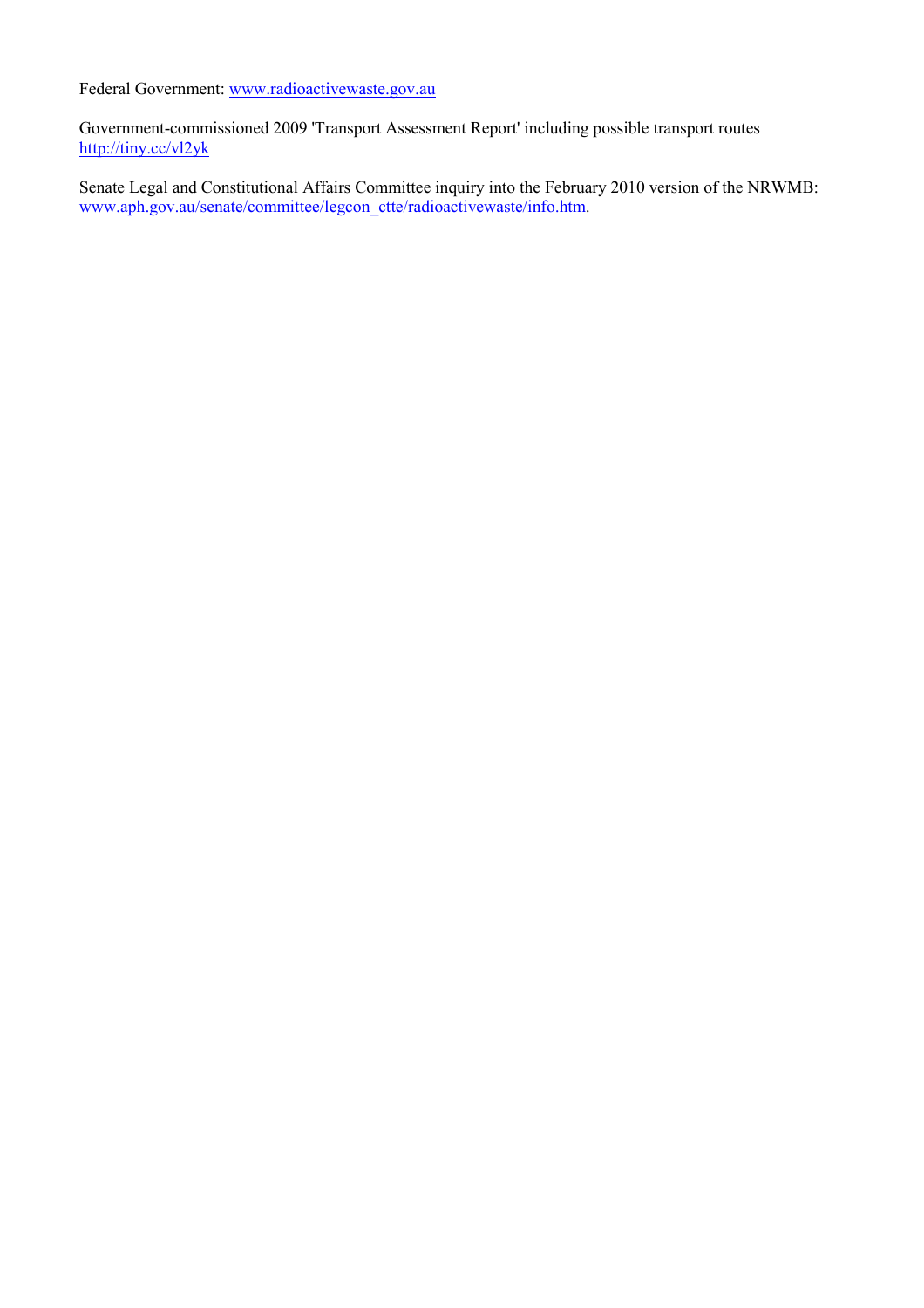Federal Government: www.radioactivewaste.gov.au

Government-commissioned 2009 'Transport Assessment Report' including possible transport routes http://tiny.cc/vl2yk

Senate Legal and Constitutional Affairs Committee inquiry into the February 2010 version of the NRWMB: www.aph.gov.au/senate/committee/legcon_ctte/radioactivewaste/info.htm.